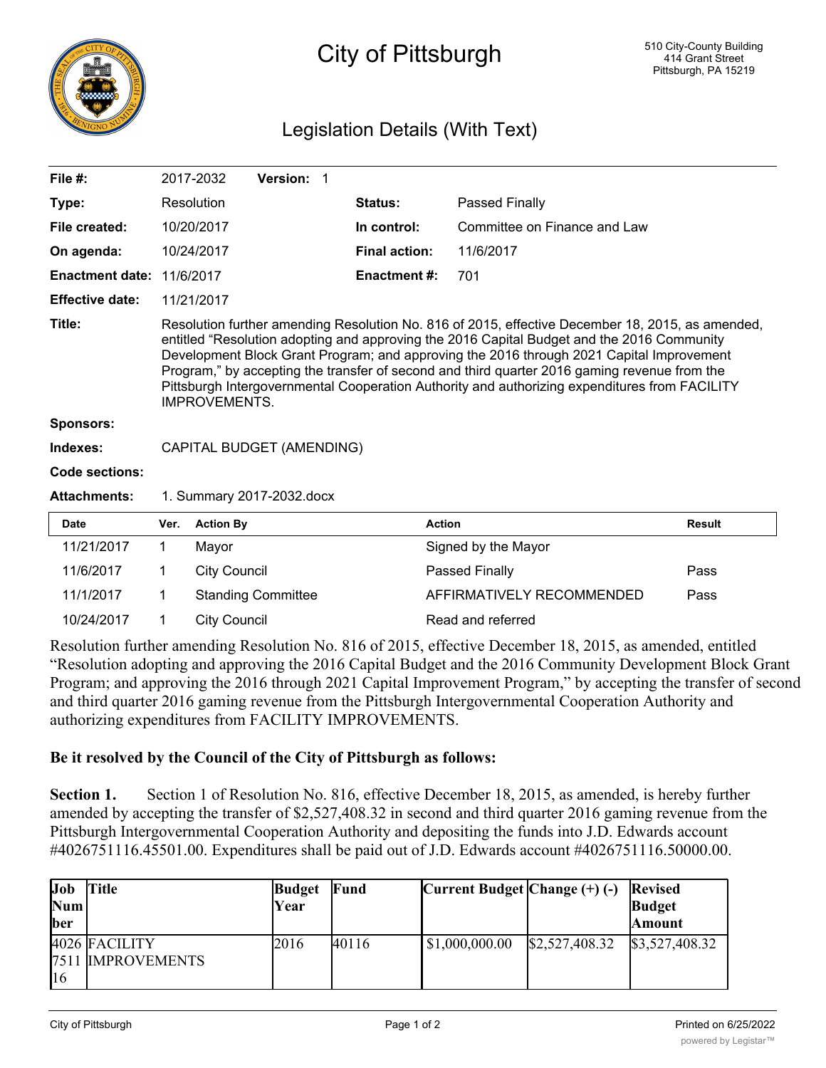# City of Pittsburgh

510 City-County Building
414 Grant Street
Pittsburgh, PA 15219

## Legislation Details (With Text)

| | | | |
|---|---|---|---|
| **File #:** | 2017-2032 **Version:** 1 | | |
| **Type:** | Resolution | **Status:** | Passed Finally |
| **File created:** | 10/20/2017 | **In control:** | Committee on Finance and Law |
| **On agenda:** | 10/24/2017 | **Final action:** | 11/6/2017 |
| **Enactment date:** | 11/6/2017 | **Enactment #:** | 701 |
| **Effective date:** | 11/21/2017 | | |

**Title:** Resolution further amending Resolution No. 816 of 2015, effective December 18, 2015, as amended, entitled "Resolution adopting and approving the 2016 Capital Budget and the 2016 Community Development Block Grant Program; and approving the 2016 through 2021 Capital Improvement Program," by accepting the transfer of second and third quarter 2016 gaming revenue from the Pittsburgh Intergovernmental Cooperation Authority and authorizing expenditures from FACILITY IMPROVEMENTS.

**Sponsors:**

**Indexes:** CAPITAL BUDGET (AMENDING)

**Code sections:**

**Attachments:** 1. Summary 2017-2032.docx

| Date | Ver. | Action By | Action | Result |
|---|---|---|---|---|
| 11/21/2017 | 1 | Mayor | Signed by the Mayor | |
| 11/6/2017 | 1 | City Council | Passed Finally | Pass |
| 11/1/2017 | 1 | Standing Committee | AFFIRMATIVELY RECOMMENDED | Pass |
| 10/24/2017 | 1 | City Council | Read and referred | |

Resolution further amending Resolution No. 816 of 2015, effective December 18, 2015, as amended, entitled "Resolution adopting and approving the 2016 Capital Budget and the 2016 Community Development Block Grant Program; and approving the 2016 through 2021 Capital Improvement Program," by accepting the transfer of second and third quarter 2016 gaming revenue from the Pittsburgh Intergovernmental Cooperation Authority and authorizing expenditures from FACILITY IMPROVEMENTS.

**Be it resolved by the Council of the City of Pittsburgh as follows:**

**Section 1.** Section 1 of Resolution No. 816, effective December 18, 2015, as amended, is hereby further amended by accepting the transfer of $2,527,408.32 in second and third quarter 2016 gaming revenue from the Pittsburgh Intergovernmental Cooperation Authority and depositing the funds into J.D. Edwards account #4026751116.45501.00. Expenditures shall be paid out of J.D. Edwards account #4026751116.50000.00.

| Job Number | Title | Budget Year | Fund | Current Budget | Change (+) (-) | Revised Budget Amount |
|---|---|---|---|---|---|---|
| 4026751116 | FACILITY IMPROVEMENTS | 2016 | 40116 | $1,000,000.00 | $2,527,408.32 | $3,527,408.32 |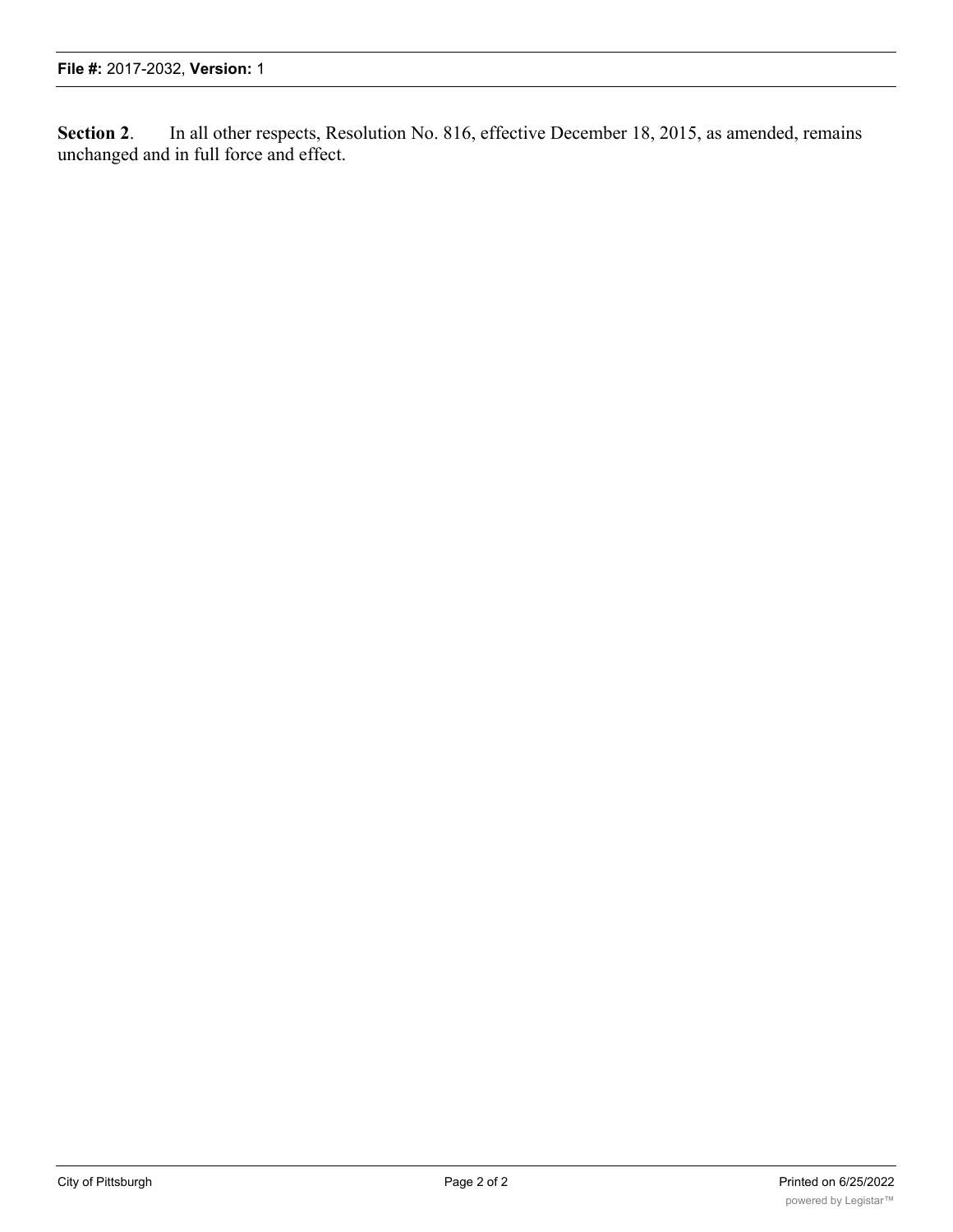**Section 2**. In all other respects, Resolution No. 816, effective December 18, 2015, as amended, remains unchanged and in full force and effect.